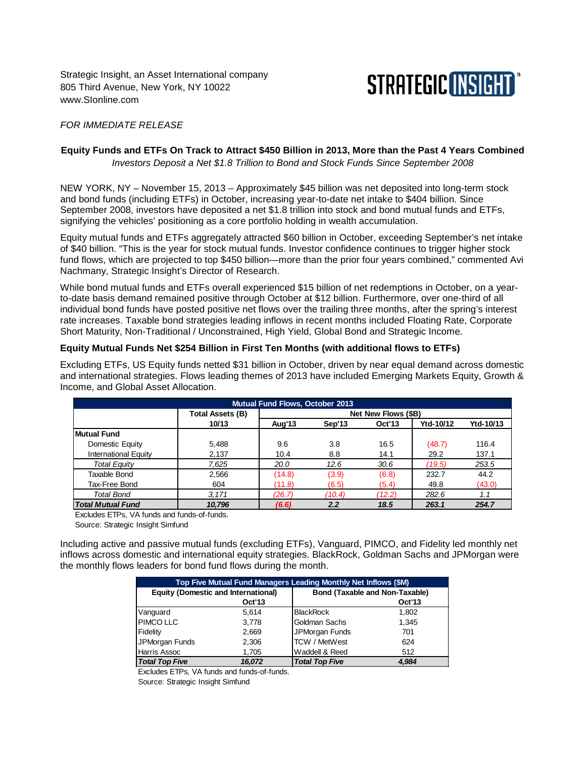Strategic Insight, an Asset International company
805 Third Avenue, New York, NY 10022
www.SIonline.com

STRATEGIC INSIGHT

*FOR IMMEDIATE RELEASE*

**Equity Funds and ETFs On Track to Attract $450 Billion in 2013, More than the Past 4 Years Combined**

*Investors Deposit a Net $1.8 Trillion to Bond and Stock Funds Since September 2008*

NEW YORK, NY – November 15, 2013 – Approximately $45 billion was net deposited into long-term stock and bond funds (including ETFs) in October, increasing year-to-date net intake to $404 billion. Since September 2008, investors have deposited a net $1.8 trillion into stock and bond mutual funds and ETFs, signifying the vehicles' positioning as a core portfolio holding in wealth accumulation.

Equity mutual funds and ETFs aggregately attracted $60 billion in October, exceeding September's net intake of $40 billion. "This is the year for stock mutual funds. Investor confidence continues to trigger higher stock fund flows, which are projected to top $450 billion—more than the prior four years combined," commented Avi Nachmany, Strategic Insight's Director of Research.

While bond mutual funds and ETFs overall experienced $15 billion of net redemptions in October, on a year-to-date basis demand remained positive through October at $12 billion. Furthermore, over one-third of all individual bond funds have posted positive net flows over the trailing three months, after the spring's interest rate increases. Taxable bond strategies leading inflows in recent months included Floating Rate, Corporate Short Maturity, Non-Traditional / Unconstrained, High Yield, Global Bond and Strategic Income.

**Equity Mutual Funds Net $254 Billion in First Ten Months (with additional flows to ETFs)**

Excluding ETFs, US Equity funds netted $31 billion in October, driven by near equal demand across domestic and international strategies. Flows leading themes of 2013 have included Emerging Markets Equity, Growth & Income, and Global Asset Allocation.

| Mutual Fund Flows, October 2013 | | | | | | |
|---|---|---|---|---|---|---|
| | Total Assets (B) | Net New Flows ($B) | | | | |
| | 10/13 | Aug'13 | Sep'13 | Oct'13 | Ytd-10/12 | Ytd-10/13 |
| **Mutual Fund** | | | | | | |
| Domestic Equity | 5,488 | 9.6 | 3.8 | 16.5 | (48.7) | 116.4 |
| International Equity | 2,137 | 10.4 | 8.8 | 14.1 | 29.2 | 137.1 |
| *Total Equity* | *7,625* | *20.0* | *12.6* | *30.6* | *(19.5)* | *253.5* |
| Taxable Bond | 2,566 | (14.8) | (3.9) | (6.8) | 232.7 | 44.2 |
| Tax-Free Bond | 604 | (11.8) | (6.5) | (5.4) | 49.8 | (43.0) |
| *Total Bond* | *3,171* | *(26.7)* | *(10.4)* | *(12.2)* | *282.6* | *1.1* |
| ***Total Mutual Fund*** | ***10,796*** | ***(6.6)*** | ***2.2*** | ***18.5*** | ***263.1*** | ***254.7*** |

Excludes ETPs, VA funds and funds-of-funds.
Source: Strategic Insight Simfund

Including active and passive mutual funds (excluding ETFs), Vanguard, PIMCO, and Fidelity led monthly net inflows across domestic and international equity strategies. BlackRock, Goldman Sachs and JPMorgan were the monthly flows leaders for bond fund flows during the month.

| Top Five Mutual Fund Managers Leading Monthly Net Inflows ($M) | | | |
|---|---|---|---|
| Equity (Domestic and International) | | Bond (Taxable and Non-Taxable) | |
| | Oct'13 | | Oct'13 |
| Vanguard | 5,614 | BlackRock | 1,802 |
| PIMCO LLC | 3,778 | Goldman Sachs | 1,345 |
| Fidelity | 2,669 | JPMorgan Funds | 701 |
| JPMorgan Funds | 2,306 | TCW / MetWest | 624 |
| Harris Assoc | 1,705 | Waddell & Reed | 512 |
| ***Total Top Five*** | ***16,072*** | ***Total Top Five*** | ***4,984*** |

Excludes ETPs, VA funds and funds-of-funds.
Source: Strategic Insight Simfund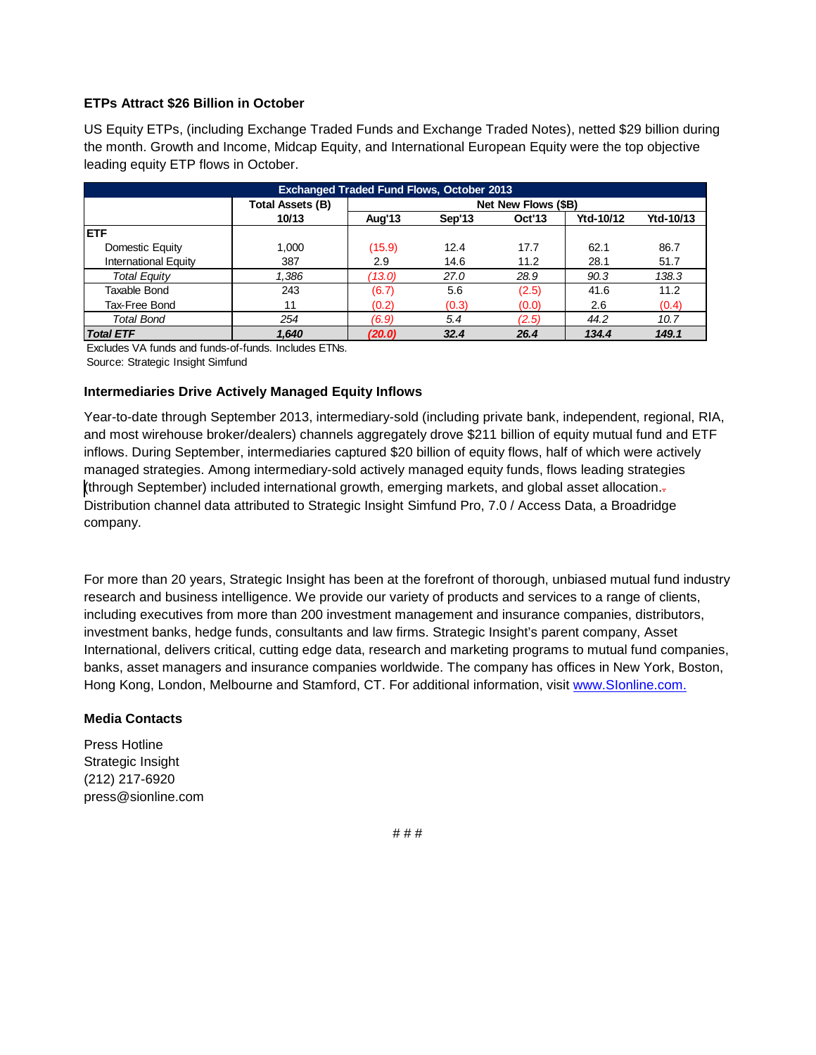**ETPs Attract $26 Billion in October**

US Equity ETPs, (including Exchange Traded Funds and Exchange Traded Notes), netted $29 billion during the month. Growth and Income, Midcap Equity, and International European Equity were the top objective leading equity ETP flows in October.

| Exchanged Traded Fund Flows, October 2013 | | | | | | |
|---|---|---|---|---|---|---|
| | Total Assets (B) | Net New Flows ($B) | | | | |
| | 10/13 | Aug'13 | Sep'13 | Oct'13 | Ytd-10/12 | Ytd-10/13 |
| **ETF** | | | | | | |
| Domestic Equity | 1,000 | (15.9) | 12.4 | 17.7 | 62.1 | 86.7 |
| International Equity | 387 | 2.9 | 14.6 | 11.2 | 28.1 | 51.7 |
| *Total Equity* | *1,386* | *(13.0)* | *27.0* | *28.9* | *90.3* | *138.3* |
| Taxable Bond | 243 | (6.7) | 5.6 | (2.5) | 41.6 | 11.2 |
| Tax-Free Bond | 11 | (0.2) | (0.3) | (0.0) | 2.6 | (0.4) |
| *Total Bond* | *254* | *(6.9)* | *5.4* | *(2.5)* | *44.2* | *10.7* |
| ***Total ETF*** | ***1,640*** | ***(20.0)*** | ***32.4*** | ***26.4*** | ***134.4*** | ***149.1*** |

Excludes VA funds and funds-of-funds. Includes ETNs.
Source: Strategic Insight Simfund

**Intermediaries Drive Actively Managed Equity Inflows**

Year-to-date through September 2013, intermediary-sold (including private bank, independent, regional, RIA, and most wirehouse broker/dealers) channels aggregately drove $211 billion of equity mutual fund and ETF inflows. During September, intermediaries captured $20 billion of equity flows, half of which were actively managed strategies. Among intermediary-sold actively managed equity funds, flows leading strategies (through September) included international growth, emerging markets, and global asset allocation. Distribution channel data attributed to Strategic Insight Simfund Pro, 7.0 / Access Data, a Broadridge company.

For more than 20 years, Strategic Insight has been at the forefront of thorough, unbiased mutual fund industry research and business intelligence. We provide our variety of products and services to a range of clients, including executives from more than 200 investment management and insurance companies, distributors, investment banks, hedge funds, consultants and law firms. Strategic Insight's parent company, Asset International, delivers critical, cutting edge data, research and marketing programs to mutual fund companies, banks, asset managers and insurance companies worldwide. The company has offices in New York, Boston, Hong Kong, London, Melbourne and Stamford, CT. For additional information, visit www.SIonline.com.

**Media Contacts**

Press Hotline
Strategic Insight
(212) 217-6920
press@sionline.com

# # #